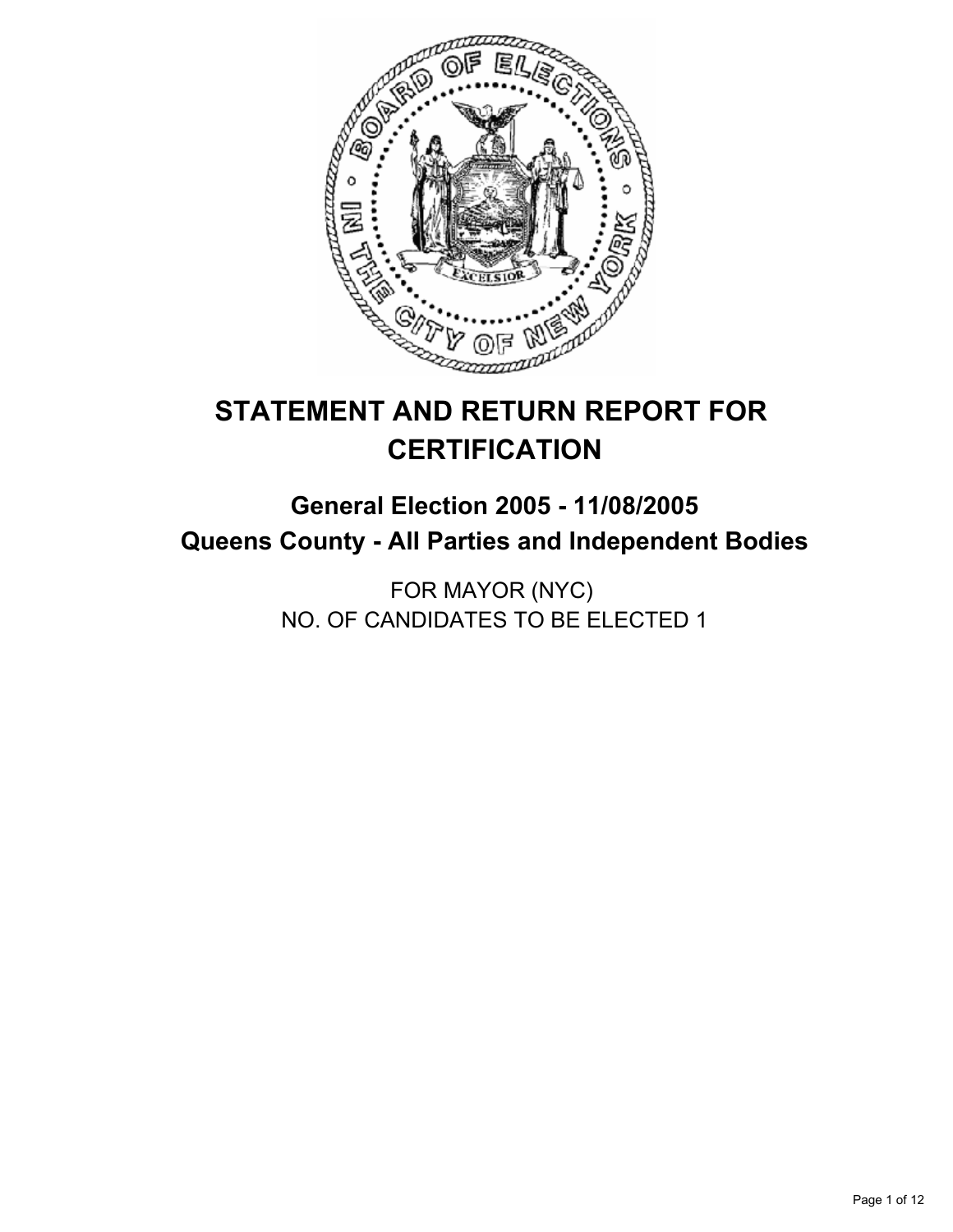# STATEMENT AND RETURN REPORT FOR CERTIFICATION

## General Election 2005 - 11/08/2005
## Queens County - All Parties and Independent Bodies

FOR MAYOR (NYC)
NO. OF CANDIDATES TO BE ELECTED 1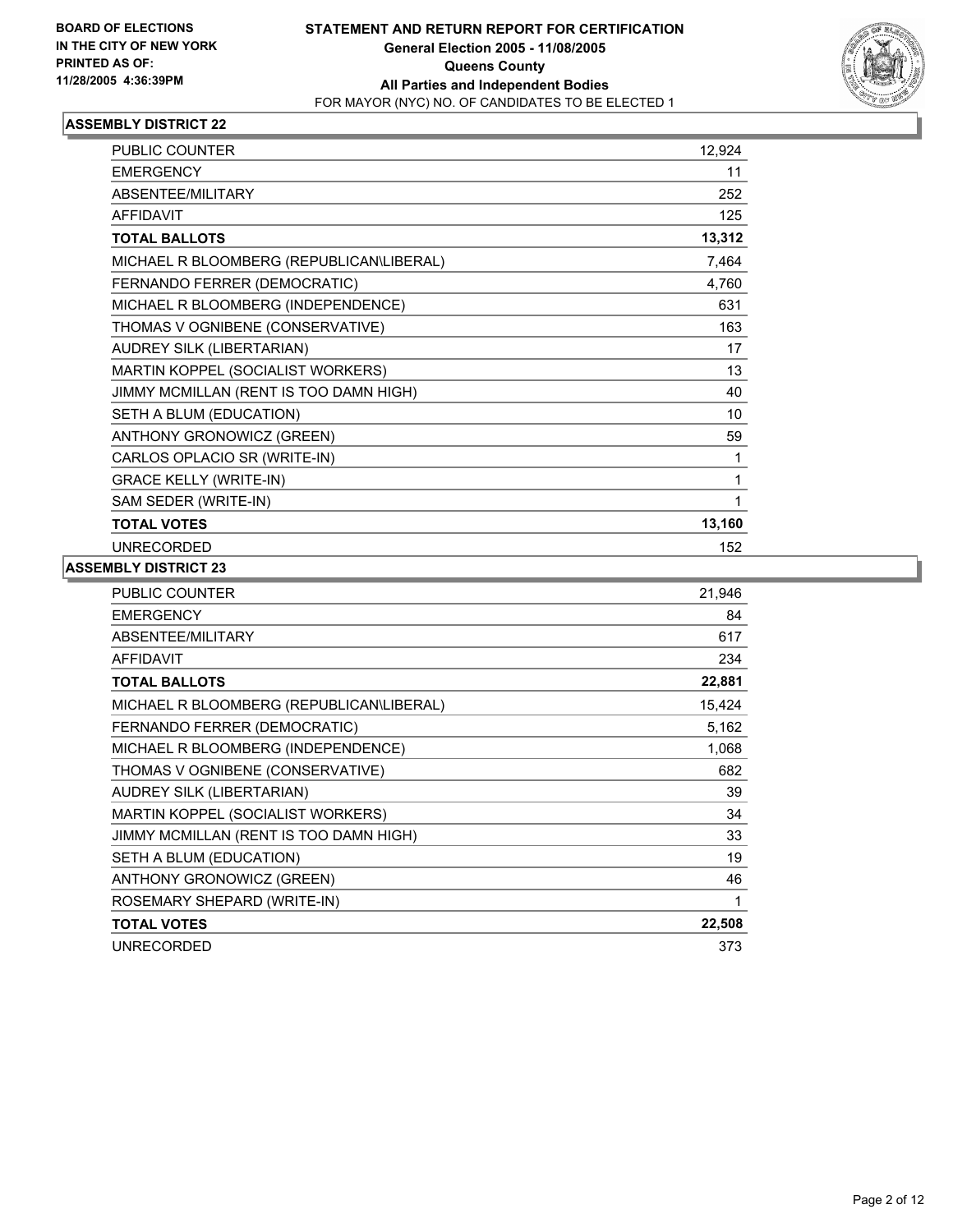**BOARD OF ELECTIONS IN THE CITY OF NEW YORK PRINTED AS OF: 11/28/2005 4:36:39PM**

# STATEMENT AND RETURN REPORT FOR CERTIFICATION
## General Election 2005 - 11/08/2005
## Queens County
## All Parties and Independent Bodies
FOR MAYOR (NYC) NO. OF CANDIDATES TO BE ELECTED 1

### ASSEMBLY DISTRICT 22

| | |
|---|---|
| PUBLIC COUNTER | 12,924 |
| EMERGENCY | 11 |
| ABSENTEE/MILITARY | 252 |
| AFFIDAVIT | 125 |
| **TOTAL BALLOTS** | **13,312** |
| MICHAEL R BLOOMBERG (REPUBLICAN\LIBERAL) | 7,464 |
| FERNANDO FERRER (DEMOCRATIC) | 4,760 |
| MICHAEL R BLOOMBERG (INDEPENDENCE) | 631 |
| THOMAS V OGNIBENE (CONSERVATIVE) | 163 |
| AUDREY SILK (LIBERTARIAN) | 17 |
| MARTIN KOPPEL (SOCIALIST WORKERS) | 13 |
| JIMMY MCMILLAN (RENT IS TOO DAMN HIGH) | 40 |
| SETH A BLUM (EDUCATION) | 10 |
| ANTHONY GRONOWICZ (GREEN) | 59 |
| CARLOS OPLACIO SR (WRITE-IN) | 1 |
| GRACE KELLY (WRITE-IN) | 1 |
| SAM SEDER (WRITE-IN) | 1 |
| **TOTAL VOTES** | **13,160** |
| UNRECORDED | 152 |

### ASSEMBLY DISTRICT 23

| | |
|---|---|
| PUBLIC COUNTER | 21,946 |
| EMERGENCY | 84 |
| ABSENTEE/MILITARY | 617 |
| AFFIDAVIT | 234 |
| **TOTAL BALLOTS** | **22,881** |
| MICHAEL R BLOOMBERG (REPUBLICAN\LIBERAL) | 15,424 |
| FERNANDO FERRER (DEMOCRATIC) | 5,162 |
| MICHAEL R BLOOMBERG (INDEPENDENCE) | 1,068 |
| THOMAS V OGNIBENE (CONSERVATIVE) | 682 |
| AUDREY SILK (LIBERTARIAN) | 39 |
| MARTIN KOPPEL (SOCIALIST WORKERS) | 34 |
| JIMMY MCMILLAN (RENT IS TOO DAMN HIGH) | 33 |
| SETH A BLUM (EDUCATION) | 19 |
| ANTHONY GRONOWICZ (GREEN) | 46 |
| ROSEMARY SHEPARD (WRITE-IN) | 1 |
| **TOTAL VOTES** | **22,508** |
| UNRECORDED | 373 |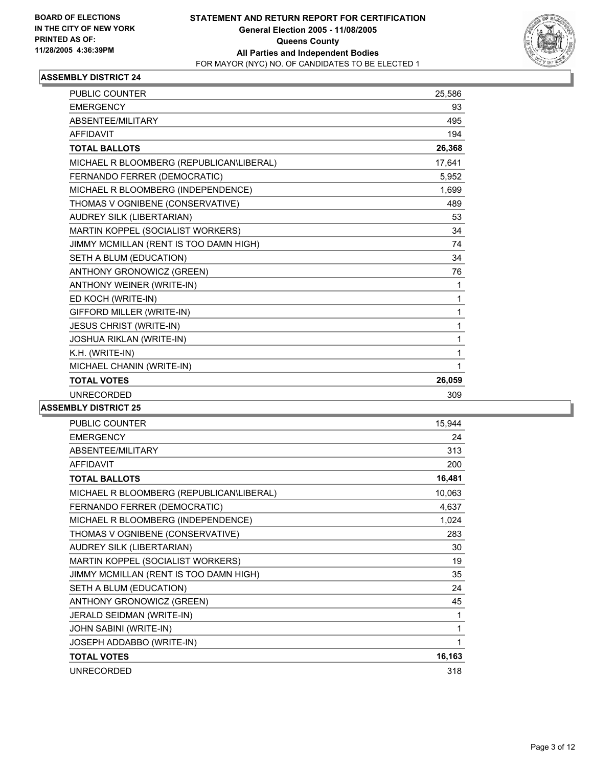BOARD OF ELECTIONS
IN THE CITY OF NEW YORK
PRINTED AS OF:
11/28/2005 4:36:39PM

# STATEMENT AND RETURN REPORT FOR CERTIFICATION
**General Election 2005 - 11/08/2005**
**Queens County**
**All Parties and Independent Bodies**
FOR MAYOR (NYC) NO. OF CANDIDATES TO BE ELECTED 1

## ASSEMBLY DISTRICT 24

| | |
|---|---|
| PUBLIC COUNTER | 25,586 |
| EMERGENCY | 93 |
| ABSENTEE/MILITARY | 495 |
| AFFIDAVIT | 194 |
| **TOTAL BALLOTS** | **26,368** |
| MICHAEL R BLOOMBERG (REPUBLICAN\LIBERAL) | 17,641 |
| FERNANDO FERRER (DEMOCRATIC) | 5,952 |
| MICHAEL R BLOOMBERG (INDEPENDENCE) | 1,699 |
| THOMAS V OGNIBENE (CONSERVATIVE) | 489 |
| AUDREY SILK (LIBERTARIAN) | 53 |
| MARTIN KOPPEL (SOCIALIST WORKERS) | 34 |
| JIMMY MCMILLAN (RENT IS TOO DAMN HIGH) | 74 |
| SETH A BLUM (EDUCATION) | 34 |
| ANTHONY GRONOWICZ (GREEN) | 76 |
| ANTHONY WEINER (WRITE-IN) | 1 |
| ED KOCH (WRITE-IN) | 1 |
| GIFFORD MILLER (WRITE-IN) | 1 |
| JESUS CHRIST (WRITE-IN) | 1 |
| JOSHUA RIKLAN (WRITE-IN) | 1 |
| K.H. (WRITE-IN) | 1 |
| MICHAEL CHANIN (WRITE-IN) | 1 |
| **TOTAL VOTES** | **26,059** |
| UNRECORDED | 309 |

## ASSEMBLY DISTRICT 25

| | |
|---|---|
| PUBLIC COUNTER | 15,944 |
| EMERGENCY | 24 |
| ABSENTEE/MILITARY | 313 |
| AFFIDAVIT | 200 |
| **TOTAL BALLOTS** | **16,481** |
| MICHAEL R BLOOMBERG (REPUBLICAN\LIBERAL) | 10,063 |
| FERNANDO FERRER (DEMOCRATIC) | 4,637 |
| MICHAEL R BLOOMBERG (INDEPENDENCE) | 1,024 |
| THOMAS V OGNIBENE (CONSERVATIVE) | 283 |
| AUDREY SILK (LIBERTARIAN) | 30 |
| MARTIN KOPPEL (SOCIALIST WORKERS) | 19 |
| JIMMY MCMILLAN (RENT IS TOO DAMN HIGH) | 35 |
| SETH A BLUM (EDUCATION) | 24 |
| ANTHONY GRONOWICZ (GREEN) | 45 |
| JERALD SEIDMAN (WRITE-IN) | 1 |
| JOHN SABINI (WRITE-IN) | 1 |
| JOSEPH ADDABBO (WRITE-IN) | 1 |
| **TOTAL VOTES** | **16,163** |
| UNRECORDED | 318 |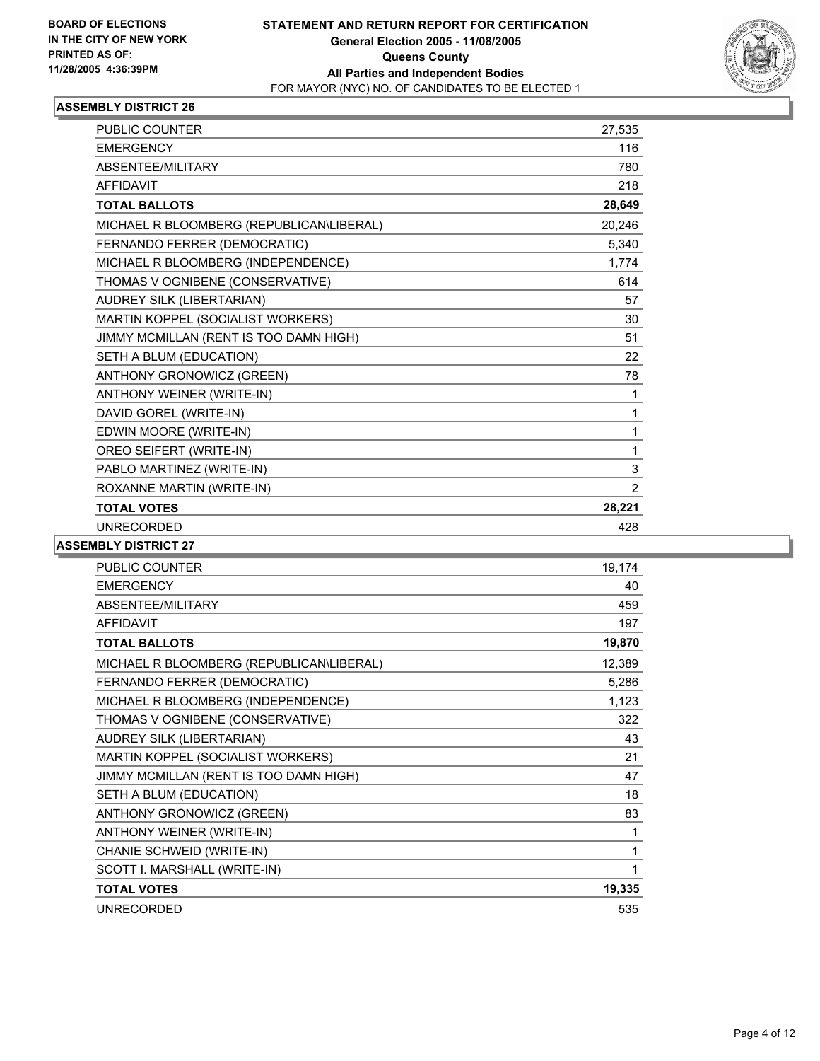**BOARD OF ELECTIONS IN THE CITY OF NEW YORK PRINTED AS OF: 11/28/2005 4:36:39PM**

# STATEMENT AND RETURN REPORT FOR CERTIFICATION
## General Election 2005 - 11/08/2005
## Queens County
## All Parties and Independent Bodies
FOR MAYOR (NYC) NO. OF CANDIDATES TO BE ELECTED 1

### ASSEMBLY DISTRICT 26

| | |
|---|---|
| PUBLIC COUNTER | 27,535 |
| EMERGENCY | 116 |
| ABSENTEE/MILITARY | 780 |
| AFFIDAVIT | 218 |
| **TOTAL BALLOTS** | **28,649** |
| MICHAEL R BLOOMBERG (REPUBLICAN\LIBERAL) | 20,246 |
| FERNANDO FERRER (DEMOCRATIC) | 5,340 |
| MICHAEL R BLOOMBERG (INDEPENDENCE) | 1,774 |
| THOMAS V OGNIBENE (CONSERVATIVE) | 614 |
| AUDREY SILK (LIBERTARIAN) | 57 |
| MARTIN KOPPEL (SOCIALIST WORKERS) | 30 |
| JIMMY MCMILLAN (RENT IS TOO DAMN HIGH) | 51 |
| SETH A BLUM (EDUCATION) | 22 |
| ANTHONY GRONOWICZ (GREEN) | 78 |
| ANTHONY WEINER (WRITE-IN) | 1 |
| DAVID GOREL (WRITE-IN) | 1 |
| EDWIN MOORE (WRITE-IN) | 1 |
| OREO SEIFERT (WRITE-IN) | 1 |
| PABLO MARTINEZ (WRITE-IN) | 3 |
| ROXANNE MARTIN (WRITE-IN) | 2 |
| **TOTAL VOTES** | **28,221** |
| UNRECORDED | 428 |

### ASSEMBLY DISTRICT 27

| | |
|---|---|
| PUBLIC COUNTER | 19,174 |
| EMERGENCY | 40 |
| ABSENTEE/MILITARY | 459 |
| AFFIDAVIT | 197 |
| **TOTAL BALLOTS** | **19,870** |
| MICHAEL R BLOOMBERG (REPUBLICAN\LIBERAL) | 12,389 |
| FERNANDO FERRER (DEMOCRATIC) | 5,286 |
| MICHAEL R BLOOMBERG (INDEPENDENCE) | 1,123 |
| THOMAS V OGNIBENE (CONSERVATIVE) | 322 |
| AUDREY SILK (LIBERTARIAN) | 43 |
| MARTIN KOPPEL (SOCIALIST WORKERS) | 21 |
| JIMMY MCMILLAN (RENT IS TOO DAMN HIGH) | 47 |
| SETH A BLUM (EDUCATION) | 18 |
| ANTHONY GRONOWICZ (GREEN) | 83 |
| ANTHONY WEINER (WRITE-IN) | 1 |
| CHANIE SCHWEID (WRITE-IN) | 1 |
| SCOTT I. MARSHALL (WRITE-IN) | 1 |
| **TOTAL VOTES** | **19,335** |
| UNRECORDED | 535 |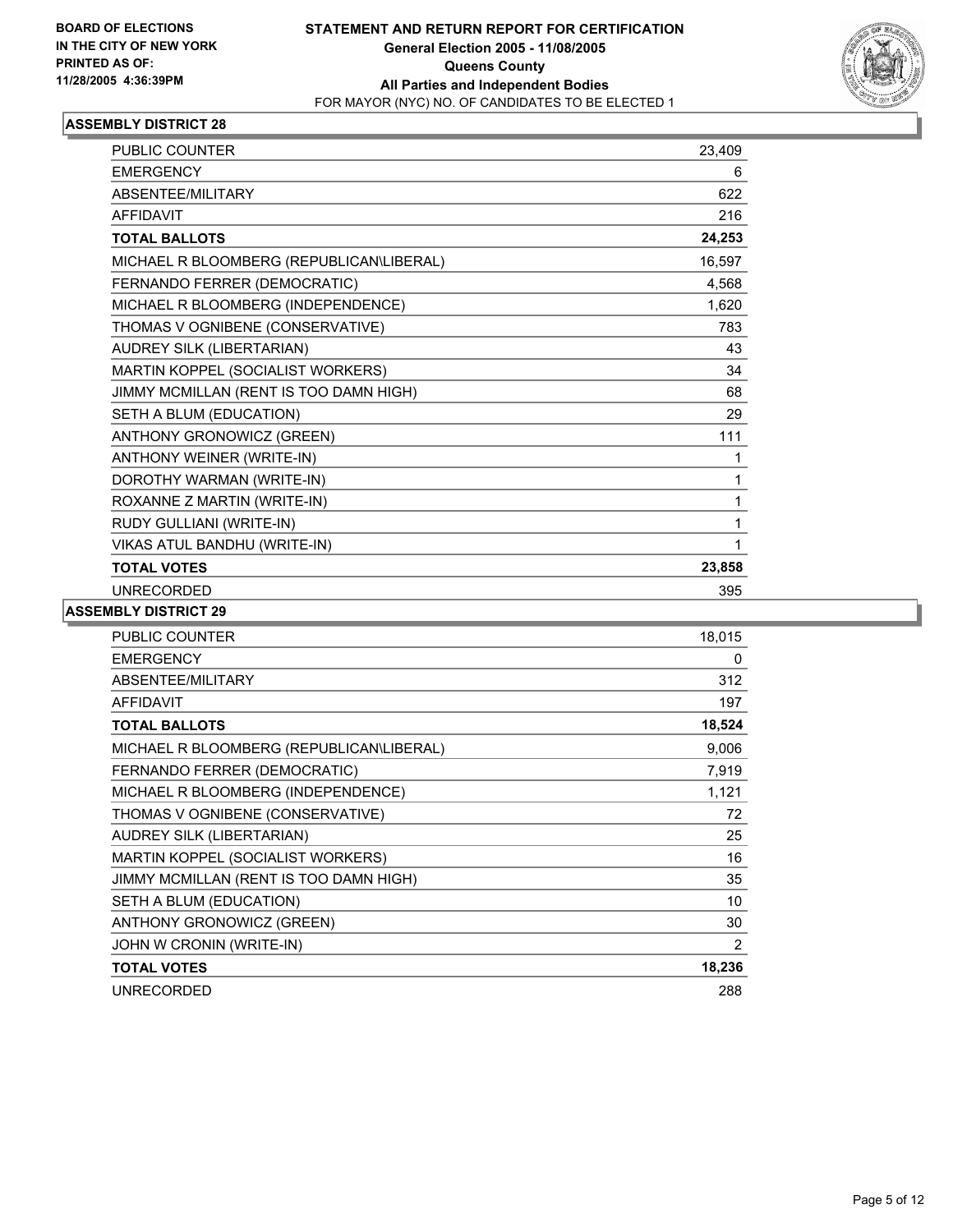**BOARD OF ELECTIONS IN THE CITY OF NEW YORK PRINTED AS OF: 11/28/2005 4:36:39PM**

# STATEMENT AND RETURN REPORT FOR CERTIFICATION
## General Election 2005 - 11/08/2005
## Queens County
## All Parties and Independent Bodies
FOR MAYOR (NYC) NO. OF CANDIDATES TO BE ELECTED 1

### ASSEMBLY DISTRICT 28

| | |
|---|---|
| PUBLIC COUNTER | 23,409 |
| EMERGENCY | 6 |
| ABSENTEE/MILITARY | 622 |
| AFFIDAVIT | 216 |
| **TOTAL BALLOTS** | **24,253** |
| MICHAEL R BLOOMBERG (REPUBLICAN\LIBERAL) | 16,597 |
| FERNANDO FERRER (DEMOCRATIC) | 4,568 |
| MICHAEL R BLOOMBERG (INDEPENDENCE) | 1,620 |
| THOMAS V OGNIBENE (CONSERVATIVE) | 783 |
| AUDREY SILK (LIBERTARIAN) | 43 |
| MARTIN KOPPEL (SOCIALIST WORKERS) | 34 |
| JIMMY MCMILLAN (RENT IS TOO DAMN HIGH) | 68 |
| SETH A BLUM (EDUCATION) | 29 |
| ANTHONY GRONOWICZ (GREEN) | 111 |
| ANTHONY WEINER (WRITE-IN) | 1 |
| DOROTHY WARMAN (WRITE-IN) | 1 |
| ROXANNE Z MARTIN (WRITE-IN) | 1 |
| RUDY GULLIANI (WRITE-IN) | 1 |
| VIKAS ATUL BANDHU (WRITE-IN) | 1 |
| **TOTAL VOTES** | **23,858** |
| UNRECORDED | 395 |

### ASSEMBLY DISTRICT 29

| | |
|---|---|
| PUBLIC COUNTER | 18,015 |
| EMERGENCY | 0 |
| ABSENTEE/MILITARY | 312 |
| AFFIDAVIT | 197 |
| **TOTAL BALLOTS** | **18,524** |
| MICHAEL R BLOOMBERG (REPUBLICAN\LIBERAL) | 9,006 |
| FERNANDO FERRER (DEMOCRATIC) | 7,919 |
| MICHAEL R BLOOMBERG (INDEPENDENCE) | 1,121 |
| THOMAS V OGNIBENE (CONSERVATIVE) | 72 |
| AUDREY SILK (LIBERTARIAN) | 25 |
| MARTIN KOPPEL (SOCIALIST WORKERS) | 16 |
| JIMMY MCMILLAN (RENT IS TOO DAMN HIGH) | 35 |
| SETH A BLUM (EDUCATION) | 10 |
| ANTHONY GRONOWICZ (GREEN) | 30 |
| JOHN W CRONIN (WRITE-IN) | 2 |
| **TOTAL VOTES** | **18,236** |
| UNRECORDED | 288 |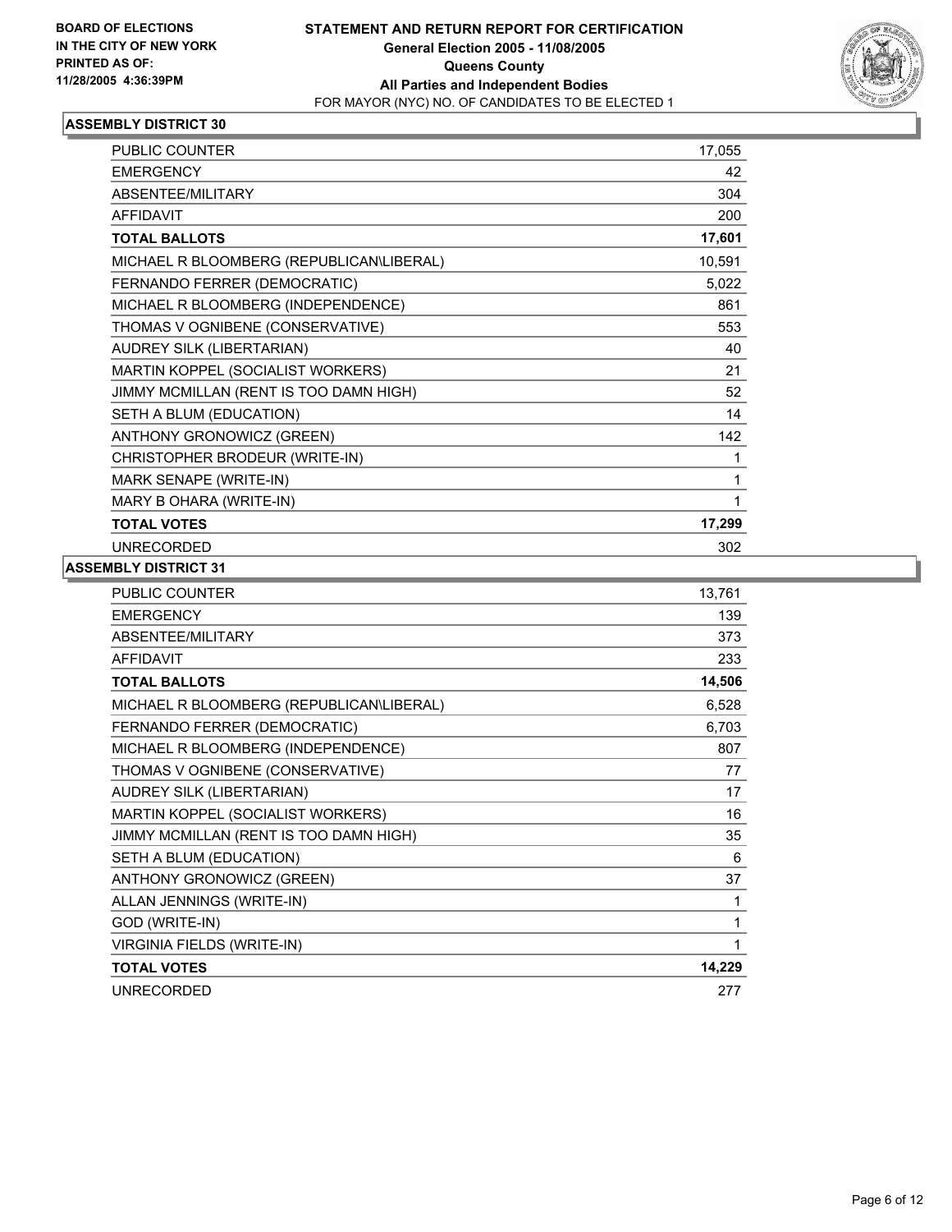**BOARD OF ELECTIONS IN THE CITY OF NEW YORK PRINTED AS OF: 11/28/2005 4:36:39PM**

# STATEMENT AND RETURN REPORT FOR CERTIFICATION
## General Election 2005 - 11/08/2005
## Queens County
## All Parties and Independent Bodies
FOR MAYOR (NYC) NO. OF CANDIDATES TO BE ELECTED 1

### ASSEMBLY DISTRICT 30

| | |
|---|---|
| PUBLIC COUNTER | 17,055 |
| EMERGENCY | 42 |
| ABSENTEE/MILITARY | 304 |
| AFFIDAVIT | 200 |
| **TOTAL BALLOTS** | **17,601** |
| MICHAEL R BLOOMBERG (REPUBLICAN\LIBERAL) | 10,591 |
| FERNANDO FERRER (DEMOCRATIC) | 5,022 |
| MICHAEL R BLOOMBERG (INDEPENDENCE) | 861 |
| THOMAS V OGNIBENE (CONSERVATIVE) | 553 |
| AUDREY SILK (LIBERTARIAN) | 40 |
| MARTIN KOPPEL (SOCIALIST WORKERS) | 21 |
| JIMMY MCMILLAN (RENT IS TOO DAMN HIGH) | 52 |
| SETH A BLUM (EDUCATION) | 14 |
| ANTHONY GRONOWICZ (GREEN) | 142 |
| CHRISTOPHER BRODEUR (WRITE-IN) | 1 |
| MARK SENAPE (WRITE-IN) | 1 |
| MARY B OHARA (WRITE-IN) | 1 |
| **TOTAL VOTES** | **17,299** |
| UNRECORDED | 302 |

### ASSEMBLY DISTRICT 31

| | |
|---|---|
| PUBLIC COUNTER | 13,761 |
| EMERGENCY | 139 |
| ABSENTEE/MILITARY | 373 |
| AFFIDAVIT | 233 |
| **TOTAL BALLOTS** | **14,506** |
| MICHAEL R BLOOMBERG (REPUBLICAN\LIBERAL) | 6,528 |
| FERNANDO FERRER (DEMOCRATIC) | 6,703 |
| MICHAEL R BLOOMBERG (INDEPENDENCE) | 807 |
| THOMAS V OGNIBENE (CONSERVATIVE) | 77 |
| AUDREY SILK (LIBERTARIAN) | 17 |
| MARTIN KOPPEL (SOCIALIST WORKERS) | 16 |
| JIMMY MCMILLAN (RENT IS TOO DAMN HIGH) | 35 |
| SETH A BLUM (EDUCATION) | 6 |
| ANTHONY GRONOWICZ (GREEN) | 37 |
| ALLAN JENNINGS (WRITE-IN) | 1 |
| GOD (WRITE-IN) | 1 |
| VIRGINIA FIELDS (WRITE-IN) | 1 |
| **TOTAL VOTES** | **14,229** |
| UNRECORDED | 277 |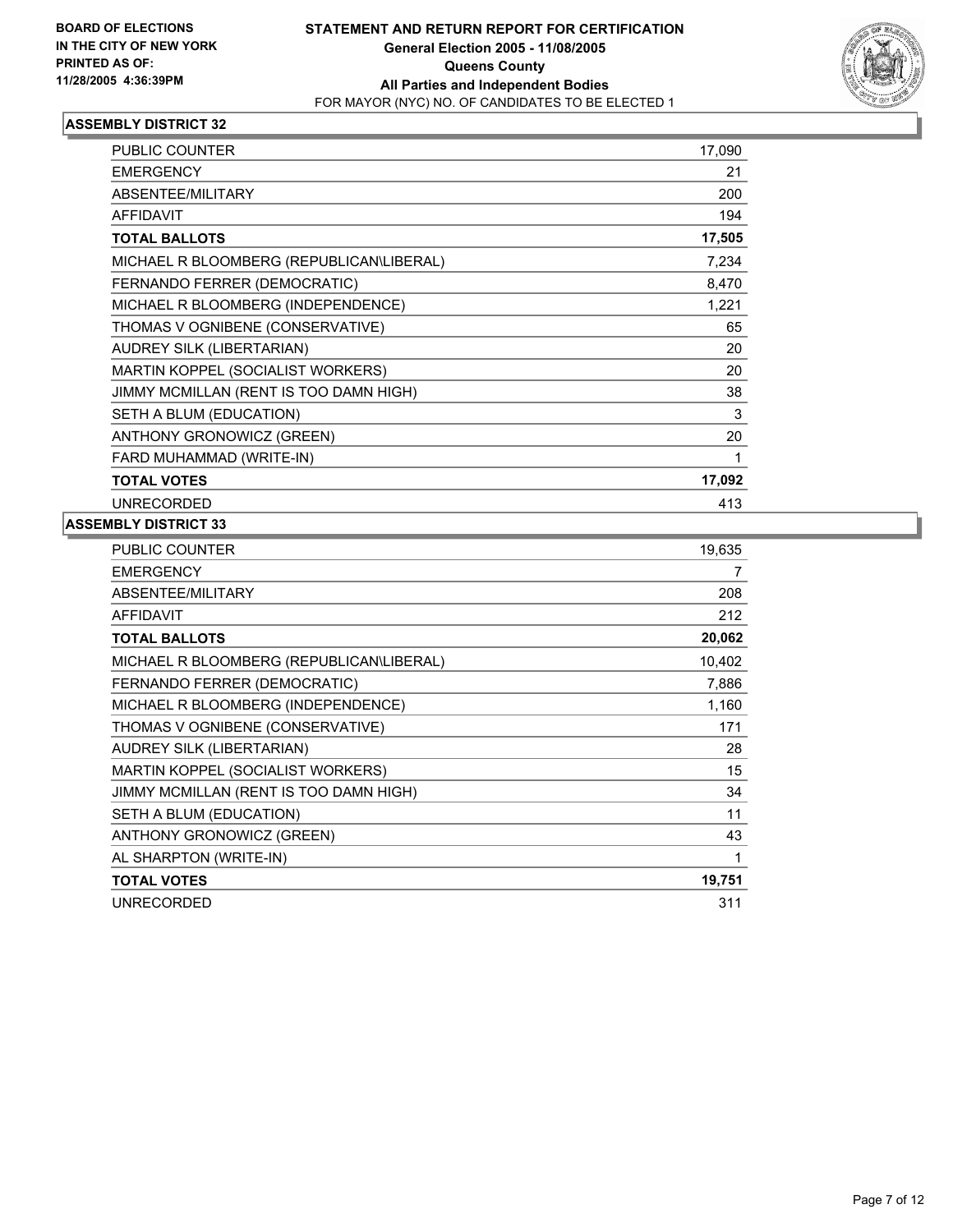**BOARD OF ELECTIONS IN THE CITY OF NEW YORK PRINTED AS OF: 11/28/2005 4:36:39PM**

# STATEMENT AND RETURN REPORT FOR CERTIFICATION
## General Election 2005 - 11/08/2005
## Queens County
## All Parties and Independent Bodies
FOR MAYOR (NYC) NO. OF CANDIDATES TO BE ELECTED 1

### ASSEMBLY DISTRICT 32

| | |
|---|---|
| PUBLIC COUNTER | 17,090 |
| EMERGENCY | 21 |
| ABSENTEE/MILITARY | 200 |
| AFFIDAVIT | 194 |
| **TOTAL BALLOTS** | **17,505** |
| MICHAEL R BLOOMBERG (REPUBLICAN\LIBERAL) | 7,234 |
| FERNANDO FERRER (DEMOCRATIC) | 8,470 |
| MICHAEL R BLOOMBERG (INDEPENDENCE) | 1,221 |
| THOMAS V OGNIBENE (CONSERVATIVE) | 65 |
| AUDREY SILK (LIBERTARIAN) | 20 |
| MARTIN KOPPEL (SOCIALIST WORKERS) | 20 |
| JIMMY MCMILLAN (RENT IS TOO DAMN HIGH) | 38 |
| SETH A BLUM (EDUCATION) | 3 |
| ANTHONY GRONOWICZ (GREEN) | 20 |
| FARD MUHAMMAD (WRITE-IN) | 1 |
| **TOTAL VOTES** | **17,092** |
| UNRECORDED | 413 |

### ASSEMBLY DISTRICT 33

| | |
|---|---|
| PUBLIC COUNTER | 19,635 |
| EMERGENCY | 7 |
| ABSENTEE/MILITARY | 208 |
| AFFIDAVIT | 212 |
| **TOTAL BALLOTS** | **20,062** |
| MICHAEL R BLOOMBERG (REPUBLICAN\LIBERAL) | 10,402 |
| FERNANDO FERRER (DEMOCRATIC) | 7,886 |
| MICHAEL R BLOOMBERG (INDEPENDENCE) | 1,160 |
| THOMAS V OGNIBENE (CONSERVATIVE) | 171 |
| AUDREY SILK (LIBERTARIAN) | 28 |
| MARTIN KOPPEL (SOCIALIST WORKERS) | 15 |
| JIMMY MCMILLAN (RENT IS TOO DAMN HIGH) | 34 |
| SETH A BLUM (EDUCATION) | 11 |
| ANTHONY GRONOWICZ (GREEN) | 43 |
| AL SHARPTON (WRITE-IN) | 1 |
| **TOTAL VOTES** | **19,751** |
| UNRECORDED | 311 |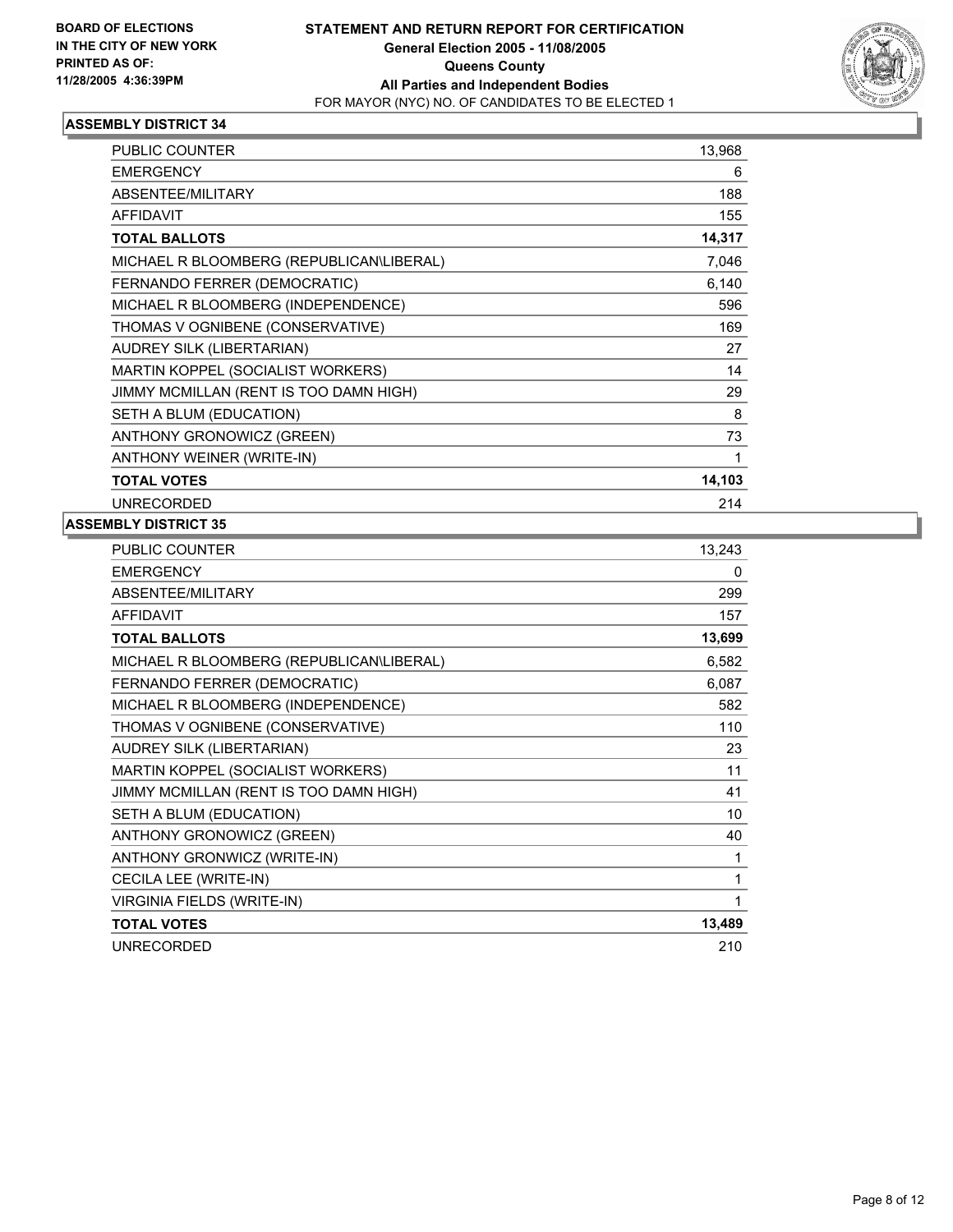**BOARD OF ELECTIONS IN THE CITY OF NEW YORK PRINTED AS OF: 11/28/2005 4:36:39PM**

# STATEMENT AND RETURN REPORT FOR CERTIFICATION
## General Election 2005 - 11/08/2005
## Queens County
## All Parties and Independent Bodies
FOR MAYOR (NYC) NO. OF CANDIDATES TO BE ELECTED 1

### ASSEMBLY DISTRICT 34

| | |
|---|---|
| PUBLIC COUNTER | 13,968 |
| EMERGENCY | 6 |
| ABSENTEE/MILITARY | 188 |
| AFFIDAVIT | 155 |
| **TOTAL BALLOTS** | **14,317** |
| MICHAEL R BLOOMBERG (REPUBLICAN\LIBERAL) | 7,046 |
| FERNANDO FERRER (DEMOCRATIC) | 6,140 |
| MICHAEL R BLOOMBERG (INDEPENDENCE) | 596 |
| THOMAS V OGNIBENE (CONSERVATIVE) | 169 |
| AUDREY SILK (LIBERTARIAN) | 27 |
| MARTIN KOPPEL (SOCIALIST WORKERS) | 14 |
| JIMMY MCMILLAN (RENT IS TOO DAMN HIGH) | 29 |
| SETH A BLUM (EDUCATION) | 8 |
| ANTHONY GRONOWICZ (GREEN) | 73 |
| ANTHONY WEINER (WRITE-IN) | 1 |
| **TOTAL VOTES** | **14,103** |
| UNRECORDED | 214 |

### ASSEMBLY DISTRICT 35

| | |
|---|---|
| PUBLIC COUNTER | 13,243 |
| EMERGENCY | 0 |
| ABSENTEE/MILITARY | 299 |
| AFFIDAVIT | 157 |
| **TOTAL BALLOTS** | **13,699** |
| MICHAEL R BLOOMBERG (REPUBLICAN\LIBERAL) | 6,582 |
| FERNANDO FERRER (DEMOCRATIC) | 6,087 |
| MICHAEL R BLOOMBERG (INDEPENDENCE) | 582 |
| THOMAS V OGNIBENE (CONSERVATIVE) | 110 |
| AUDREY SILK (LIBERTARIAN) | 23 |
| MARTIN KOPPEL (SOCIALIST WORKERS) | 11 |
| JIMMY MCMILLAN (RENT IS TOO DAMN HIGH) | 41 |
| SETH A BLUM (EDUCATION) | 10 |
| ANTHONY GRONOWICZ (GREEN) | 40 |
| ANTHONY GRONWICZ (WRITE-IN) | 1 |
| CECILA LEE (WRITE-IN) | 1 |
| VIRGINIA FIELDS (WRITE-IN) | 1 |
| **TOTAL VOTES** | **13,489** |
| UNRECORDED | 210 |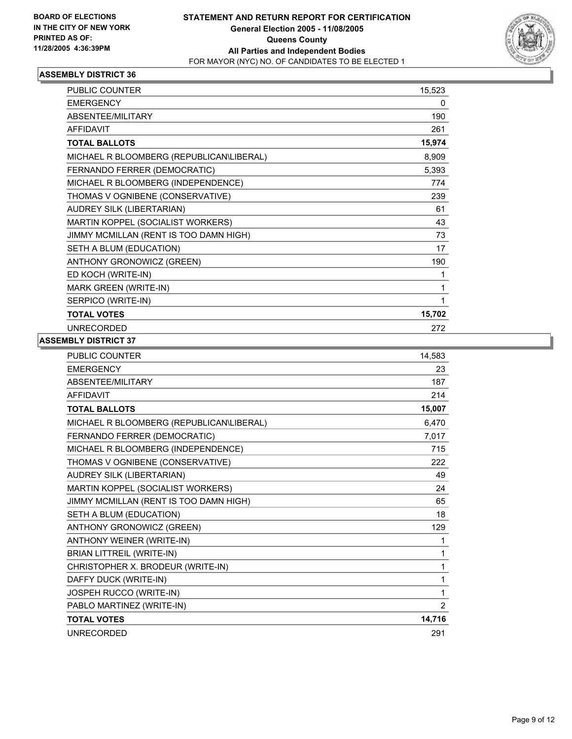**BOARD OF ELECTIONS IN THE CITY OF NEW YORK**
**PRINTED AS OF: 11/28/2005 4:36:39PM**

# STATEMENT AND RETURN REPORT FOR CERTIFICATION

## General Election 2005 - 11/08/2005

## Queens County

## All Parties and Independent Bodies

FOR MAYOR (NYC) NO. OF CANDIDATES TO BE ELECTED 1

### ASSEMBLY DISTRICT 36

| | |
|---|---|
| PUBLIC COUNTER | 15,523 |
| EMERGENCY | 0 |
| ABSENTEE/MILITARY | 190 |
| AFFIDAVIT | 261 |
| **TOTAL BALLOTS** | **15,974** |
| MICHAEL R BLOOMBERG (REPUBLICAN\LIBERAL) | 8,909 |
| FERNANDO FERRER (DEMOCRATIC) | 5,393 |
| MICHAEL R BLOOMBERG (INDEPENDENCE) | 774 |
| THOMAS V OGNIBENE (CONSERVATIVE) | 239 |
| AUDREY SILK (LIBERTARIAN) | 61 |
| MARTIN KOPPEL (SOCIALIST WORKERS) | 43 |
| JIMMY MCMILLAN (RENT IS TOO DAMN HIGH) | 73 |
| SETH A BLUM (EDUCATION) | 17 |
| ANTHONY GRONOWICZ (GREEN) | 190 |
| ED KOCH (WRITE-IN) | 1 |
| MARK GREEN (WRITE-IN) | 1 |
| SERPICO (WRITE-IN) | 1 |
| **TOTAL VOTES** | **15,702** |
| UNRECORDED | 272 |

### ASSEMBLY DISTRICT 37

| | |
|---|---|
| PUBLIC COUNTER | 14,583 |
| EMERGENCY | 23 |
| ABSENTEE/MILITARY | 187 |
| AFFIDAVIT | 214 |
| **TOTAL BALLOTS** | **15,007** |
| MICHAEL R BLOOMBERG (REPUBLICAN\LIBERAL) | 6,470 |
| FERNANDO FERRER (DEMOCRATIC) | 7,017 |
| MICHAEL R BLOOMBERG (INDEPENDENCE) | 715 |
| THOMAS V OGNIBENE (CONSERVATIVE) | 222 |
| AUDREY SILK (LIBERTARIAN) | 49 |
| MARTIN KOPPEL (SOCIALIST WORKERS) | 24 |
| JIMMY MCMILLAN (RENT IS TOO DAMN HIGH) | 65 |
| SETH A BLUM (EDUCATION) | 18 |
| ANTHONY GRONOWICZ (GREEN) | 129 |
| ANTHONY WEINER (WRITE-IN) | 1 |
| BRIAN LITTREIL (WRITE-IN) | 1 |
| CHRISTOPHER X. BRODEUR (WRITE-IN) | 1 |
| DAFFY DUCK (WRITE-IN) | 1 |
| JOSPEH RUCCO (WRITE-IN) | 1 |
| PABLO MARTINEZ (WRITE-IN) | 2 |
| **TOTAL VOTES** | **14,716** |
| UNRECORDED | 291 |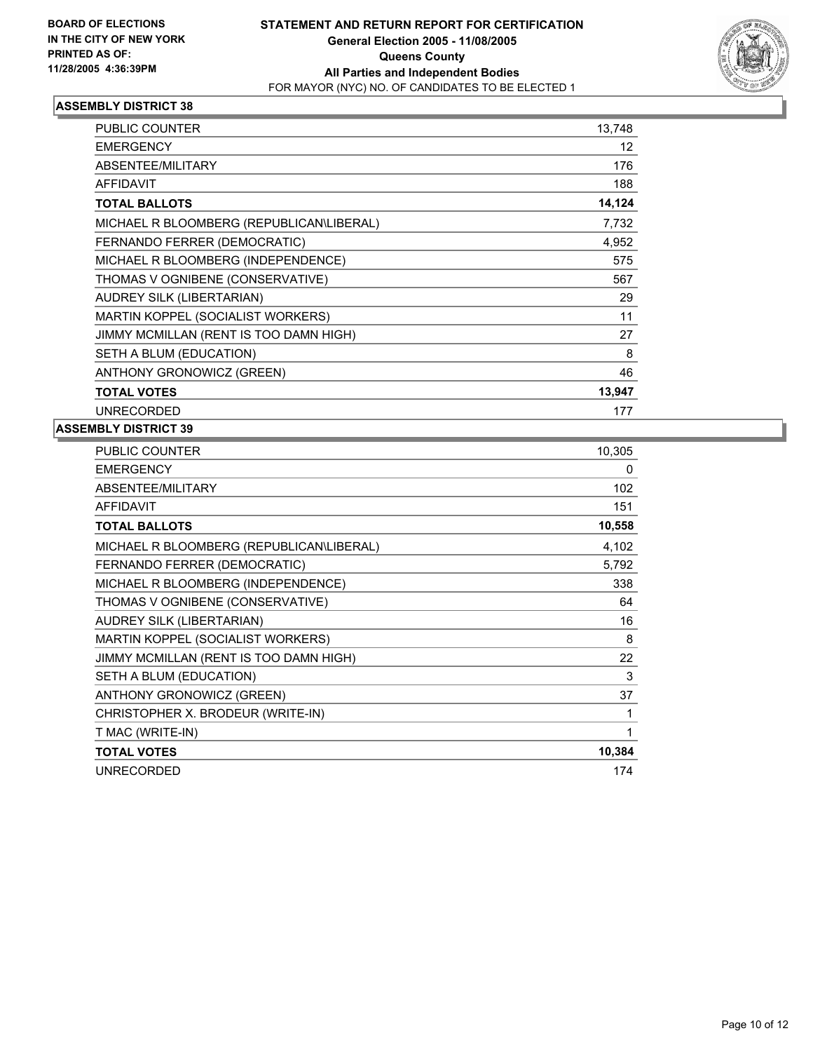**BOARD OF ELECTIONS IN THE CITY OF NEW YORK PRINTED AS OF: 11/28/2005 4:36:39PM**

# STATEMENT AND RETURN REPORT FOR CERTIFICATION
## General Election 2005 - 11/08/2005
## Queens County
## All Parties and Independent Bodies
FOR MAYOR (NYC) NO. OF CANDIDATES TO BE ELECTED 1

### ASSEMBLY DISTRICT 38

| | |
|---|---|
| PUBLIC COUNTER | 13,748 |
| EMERGENCY | 12 |
| ABSENTEE/MILITARY | 176 |
| AFFIDAVIT | 188 |
| **TOTAL BALLOTS** | **14,124** |
| MICHAEL R BLOOMBERG (REPUBLICAN\LIBERAL) | 7,732 |
| FERNANDO FERRER (DEMOCRATIC) | 4,952 |
| MICHAEL R BLOOMBERG (INDEPENDENCE) | 575 |
| THOMAS V OGNIBENE (CONSERVATIVE) | 567 |
| AUDREY SILK (LIBERTARIAN) | 29 |
| MARTIN KOPPEL (SOCIALIST WORKERS) | 11 |
| JIMMY MCMILLAN (RENT IS TOO DAMN HIGH) | 27 |
| SETH A BLUM (EDUCATION) | 8 |
| ANTHONY GRONOWICZ (GREEN) | 46 |
| **TOTAL VOTES** | **13,947** |
| UNRECORDED | 177 |

### ASSEMBLY DISTRICT 39

| | |
|---|---|
| PUBLIC COUNTER | 10,305 |
| EMERGENCY | 0 |
| ABSENTEE/MILITARY | 102 |
| AFFIDAVIT | 151 |
| **TOTAL BALLOTS** | **10,558** |
| MICHAEL R BLOOMBERG (REPUBLICAN\LIBERAL) | 4,102 |
| FERNANDO FERRER (DEMOCRATIC) | 5,792 |
| MICHAEL R BLOOMBERG (INDEPENDENCE) | 338 |
| THOMAS V OGNIBENE (CONSERVATIVE) | 64 |
| AUDREY SILK (LIBERTARIAN) | 16 |
| MARTIN KOPPEL (SOCIALIST WORKERS) | 8 |
| JIMMY MCMILLAN (RENT IS TOO DAMN HIGH) | 22 |
| SETH A BLUM (EDUCATION) | 3 |
| ANTHONY GRONOWICZ (GREEN) | 37 |
| CHRISTOPHER X. BRODEUR (WRITE-IN) | 1 |
| T MAC (WRITE-IN) | 1 |
| **TOTAL VOTES** | **10,384** |
| UNRECORDED | 174 |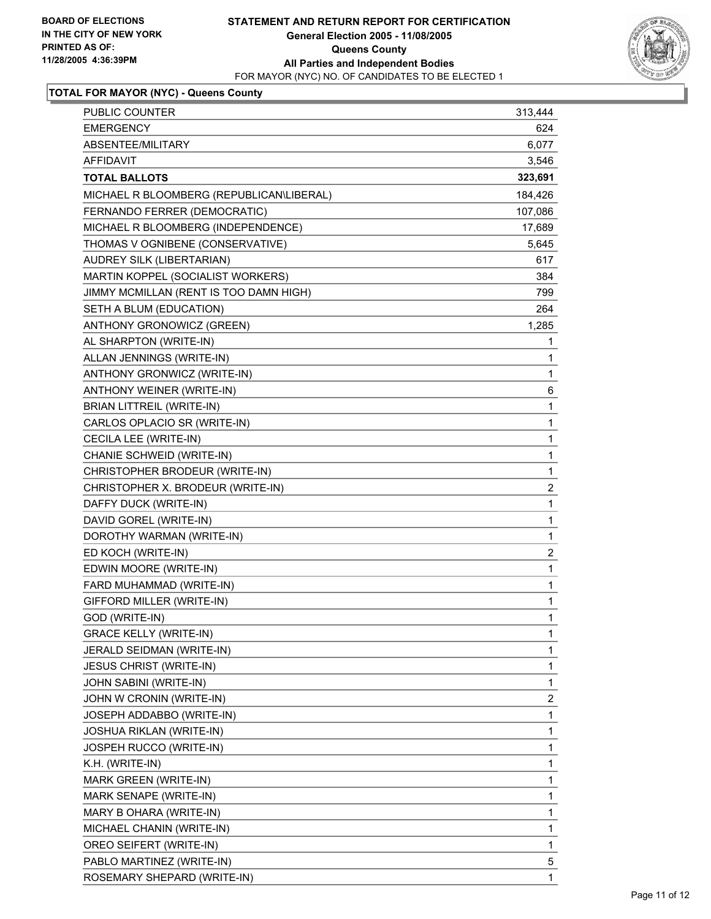**BOARD OF ELECTIONS IN THE CITY OF NEW YORK PRINTED AS OF: 11/28/2005 4:36:39PM**

# STATEMENT AND RETURN REPORT FOR CERTIFICATION
## General Election 2005 - 11/08/2005
## Queens County
## All Parties and Independent Bodies
FOR MAYOR (NYC) NO. OF CANDIDATES TO BE ELECTED 1

### TOTAL FOR MAYOR (NYC) - Queens County

| | |
|---|---|
| PUBLIC COUNTER | 313,444 |
| EMERGENCY | 624 |
| ABSENTEE/MILITARY | 6,077 |
| AFFIDAVIT | 3,546 |
| **TOTAL BALLOTS** | **323,691** |
| MICHAEL R BLOOMBERG (REPUBLICAN\LIBERAL) | 184,426 |
| FERNANDO FERRER (DEMOCRATIC) | 107,086 |
| MICHAEL R BLOOMBERG (INDEPENDENCE) | 17,689 |
| THOMAS V OGNIBENE (CONSERVATIVE) | 5,645 |
| AUDREY SILK (LIBERTARIAN) | 617 |
| MARTIN KOPPEL (SOCIALIST WORKERS) | 384 |
| JIMMY MCMILLAN (RENT IS TOO DAMN HIGH) | 799 |
| SETH A BLUM (EDUCATION) | 264 |
| ANTHONY GRONOWICZ (GREEN) | 1,285 |
| AL SHARPTON (WRITE-IN) | 1 |
| ALLAN JENNINGS (WRITE-IN) | 1 |
| ANTHONY GRONWICZ (WRITE-IN) | 1 |
| ANTHONY WEINER (WRITE-IN) | 6 |
| BRIAN LITTREIL (WRITE-IN) | 1 |
| CARLOS OPLACIO SR (WRITE-IN) | 1 |
| CECILA LEE (WRITE-IN) | 1 |
| CHANIE SCHWEID (WRITE-IN) | 1 |
| CHRISTOPHER BRODEUR (WRITE-IN) | 1 |
| CHRISTOPHER X. BRODEUR (WRITE-IN) | 2 |
| DAFFY DUCK (WRITE-IN) | 1 |
| DAVID GOREL (WRITE-IN) | 1 |
| DOROTHY WARMAN (WRITE-IN) | 1 |
| ED KOCH (WRITE-IN) | 2 |
| EDWIN MOORE (WRITE-IN) | 1 |
| FARD MUHAMMAD (WRITE-IN) | 1 |
| GIFFORD MILLER (WRITE-IN) | 1 |
| GOD (WRITE-IN) | 1 |
| GRACE KELLY (WRITE-IN) | 1 |
| JERALD SEIDMAN (WRITE-IN) | 1 |
| JESUS CHRIST (WRITE-IN) | 1 |
| JOHN SABINI (WRITE-IN) | 1 |
| JOHN W CRONIN (WRITE-IN) | 2 |
| JOSEPH ADDABBO (WRITE-IN) | 1 |
| JOSHUA RIKLAN (WRITE-IN) | 1 |
| JOSPEH RUCCO (WRITE-IN) | 1 |
| K.H. (WRITE-IN) | 1 |
| MARK GREEN (WRITE-IN) | 1 |
| MARK SENAPE (WRITE-IN) | 1 |
| MARY B OHARA (WRITE-IN) | 1 |
| MICHAEL CHANIN (WRITE-IN) | 1 |
| OREO SEIFERT (WRITE-IN) | 1 |
| PABLO MARTINEZ (WRITE-IN) | 5 |
| ROSEMARY SHEPARD (WRITE-IN) | 1 |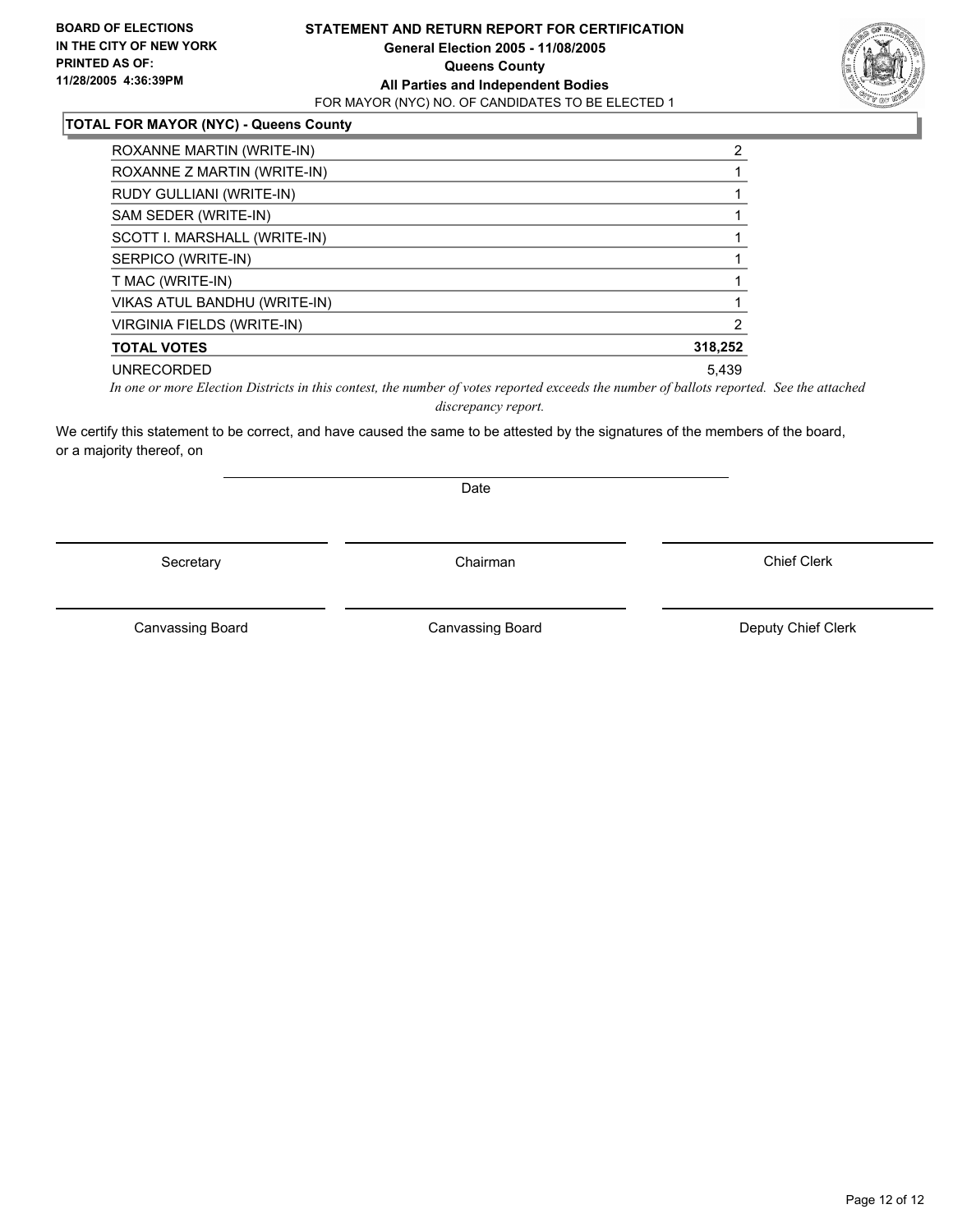**BOARD OF ELECTIONS IN THE CITY OF NEW YORK PRINTED AS OF: 11/28/2005 4:36:39PM**

**STATEMENT AND RETURN REPORT FOR CERTIFICATION**
**General Election 2005 - 11/08/2005**
**Queens County**
**All Parties and Independent Bodies**
FOR MAYOR (NYC) NO. OF CANDIDATES TO BE ELECTED 1

## TOTAL FOR MAYOR (NYC) - Queens County

| | |
|---|---|
| ROXANNE MARTIN (WRITE-IN) | 2 |
| ROXANNE Z MARTIN (WRITE-IN) | 1 |
| RUDY GULLIANI (WRITE-IN) | 1 |
| SAM SEDER (WRITE-IN) | 1 |
| SCOTT I. MARSHALL (WRITE-IN) | 1 |
| SERPICO (WRITE-IN) | 1 |
| T MAC (WRITE-IN) | 1 |
| VIKAS ATUL BANDHU (WRITE-IN) | 1 |
| VIRGINIA FIELDS (WRITE-IN) | 2 |
| **TOTAL VOTES** | **318,252** |
| UNRECORDED | 5,439 |

*In one or more Election Districts in this contest, the number of votes reported exceeds the number of ballots reported. See the attached discrepancy report.*

We certify this statement to be correct, and have caused the same to be attested by the signatures of the members of the board, or a majority thereof, on

Date

Secretary | Chairman | Chief Clerk

Canvassing Board | Canvassing Board | Deputy Chief Clerk